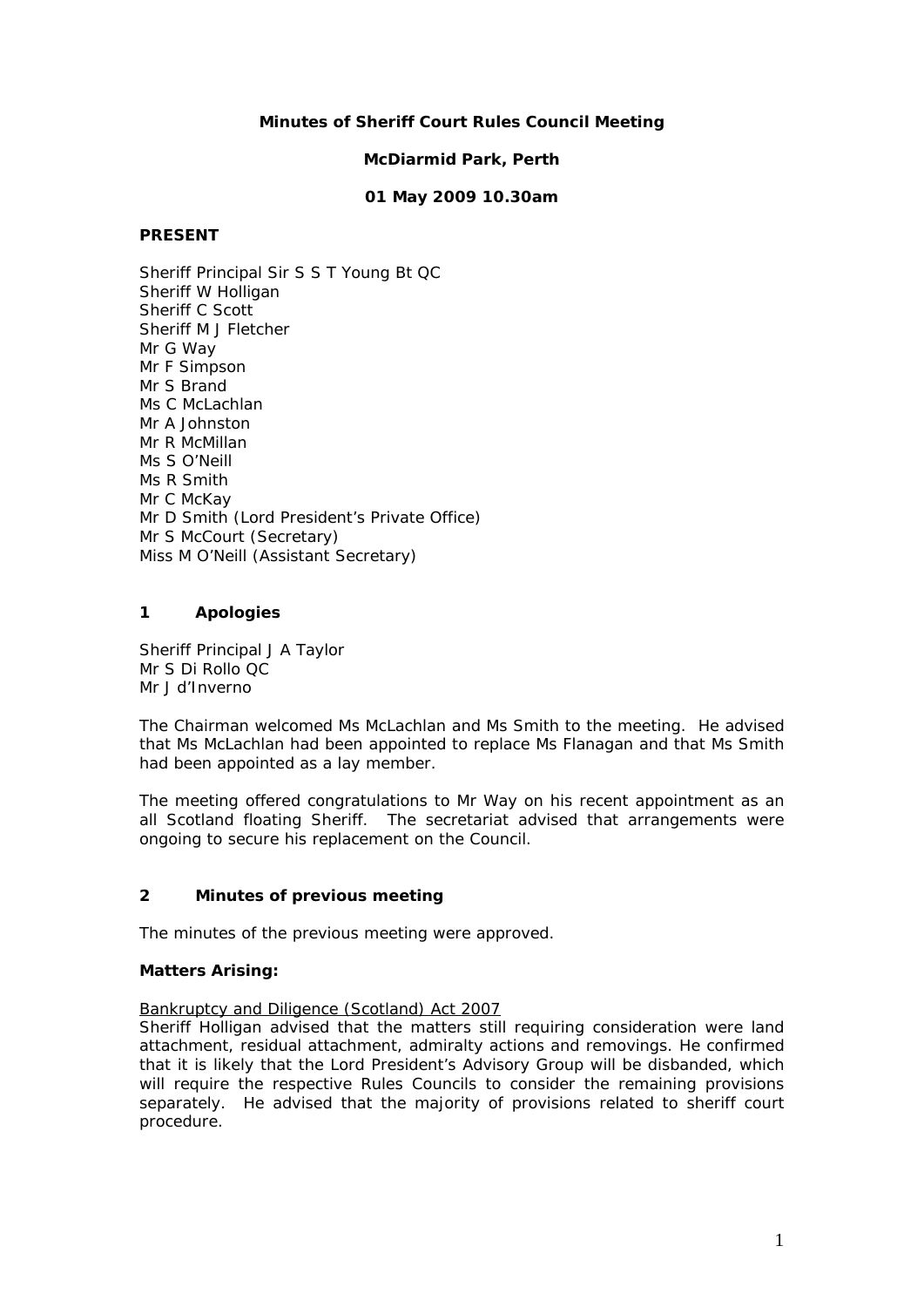# Minutes of Sheriff Court Rules Council Meeting

**McDiarmid Park, Perth**

**01 May 2009 10.30am**

**PRESENT**

Sheriff Principal Sir S S T Young Bt QC
Sheriff W Holligan
Sheriff C Scott
Sheriff M J Fletcher
Mr G Way
Mr F Simpson
Mr S Brand
Ms C McLachlan
Mr A Johnston
Mr R McMillan
Ms S O'Neill
Ms R Smith
Mr C McKay
Mr D Smith (Lord President's Private Office)
Mr S McCourt (Secretary)
Miss M O'Neill (Assistant Secretary)

## 1 Apologies

Sheriff Principal J A Taylor
Mr S Di Rollo QC
Mr J d'Inverno

The Chairman welcomed Ms McLachlan and Ms Smith to the meeting. He advised that Ms McLachlan had been appointed to replace Ms Flanagan and that Ms Smith had been appointed as a lay member.

The meeting offered congratulations to Mr Way on his recent appointment as an all Scotland floating Sheriff. The secretariat advised that arrangements were ongoing to secure his replacement on the Council.

## 2 Minutes of previous meeting

The minutes of the previous meeting were approved.

**Matters Arising:**

Bankruptcy and Diligence (Scotland) Act 2007

Sheriff Holligan advised that the matters still requiring consideration were land attachment, residual attachment, admiralty actions and removings. He confirmed that it is likely that the Lord President's Advisory Group will be disbanded, which will require the respective Rules Councils to consider the remaining provisions separately. He advised that the majority of provisions related to sheriff court procedure.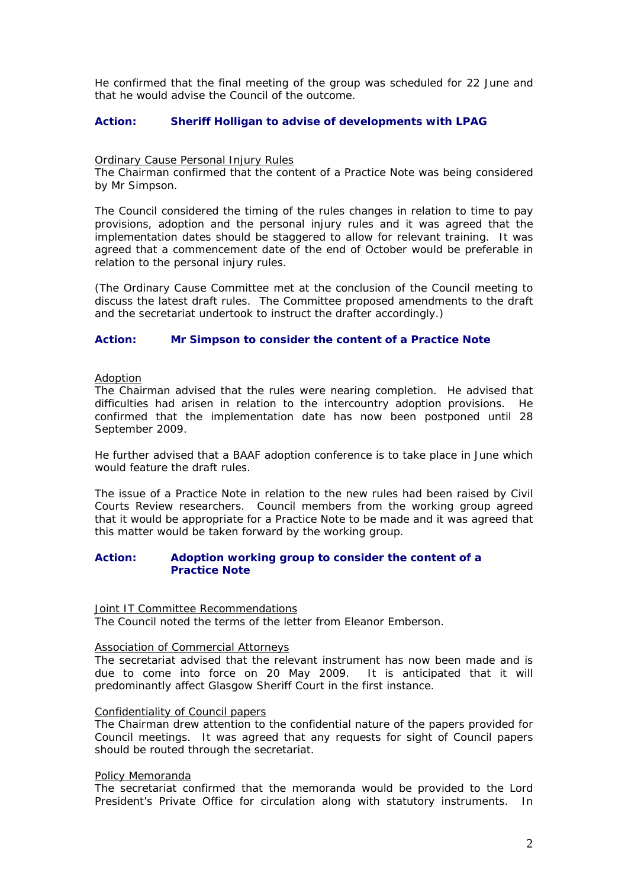He confirmed that the final meeting of the group was scheduled for 22 June and that he would advise the Council of the outcome.

**Action: Sheriff Holligan to advise of developments with LPAG**

Ordinary Cause Personal Injury Rules

The Chairman confirmed that the content of a Practice Note was being considered by Mr Simpson.

The Council considered the timing of the rules changes in relation to time to pay provisions, adoption and the personal injury rules and it was agreed that the implementation dates should be staggered to allow for relevant training. It was agreed that a commencement date of the end of October would be preferable in relation to the personal injury rules.

(The Ordinary Cause Committee met at the conclusion of the Council meeting to discuss the latest draft rules. The Committee proposed amendments to the draft and the secretariat undertook to instruct the drafter accordingly.)

**Action: Mr Simpson to consider the content of a Practice Note**

Adoption

The Chairman advised that the rules were nearing completion. He advised that difficulties had arisen in relation to the intercountry adoption provisions. He confirmed that the implementation date has now been postponed until 28 September 2009.

He further advised that a BAAF adoption conference is to take place in June which would feature the draft rules.

The issue of a Practice Note in relation to the new rules had been raised by Civil Courts Review researchers. Council members from the working group agreed that it would be appropriate for a Practice Note to be made and it was agreed that this matter would be taken forward by the working group.

**Action: Adoption working group to consider the content of a Practice Note**

Joint IT Committee Recommendations

The Council noted the terms of the letter from Eleanor Emberson.

Association of Commercial Attorneys

The secretariat advised that the relevant instrument has now been made and is due to come into force on 20 May 2009. It is anticipated that it will predominantly affect Glasgow Sheriff Court in the first instance.

Confidentiality of Council papers

The Chairman drew attention to the confidential nature of the papers provided for Council meetings. It was agreed that any requests for sight of Council papers should be routed through the secretariat.

Policy Memoranda

The secretariat confirmed that the memoranda would be provided to the Lord President's Private Office for circulation along with statutory instruments. In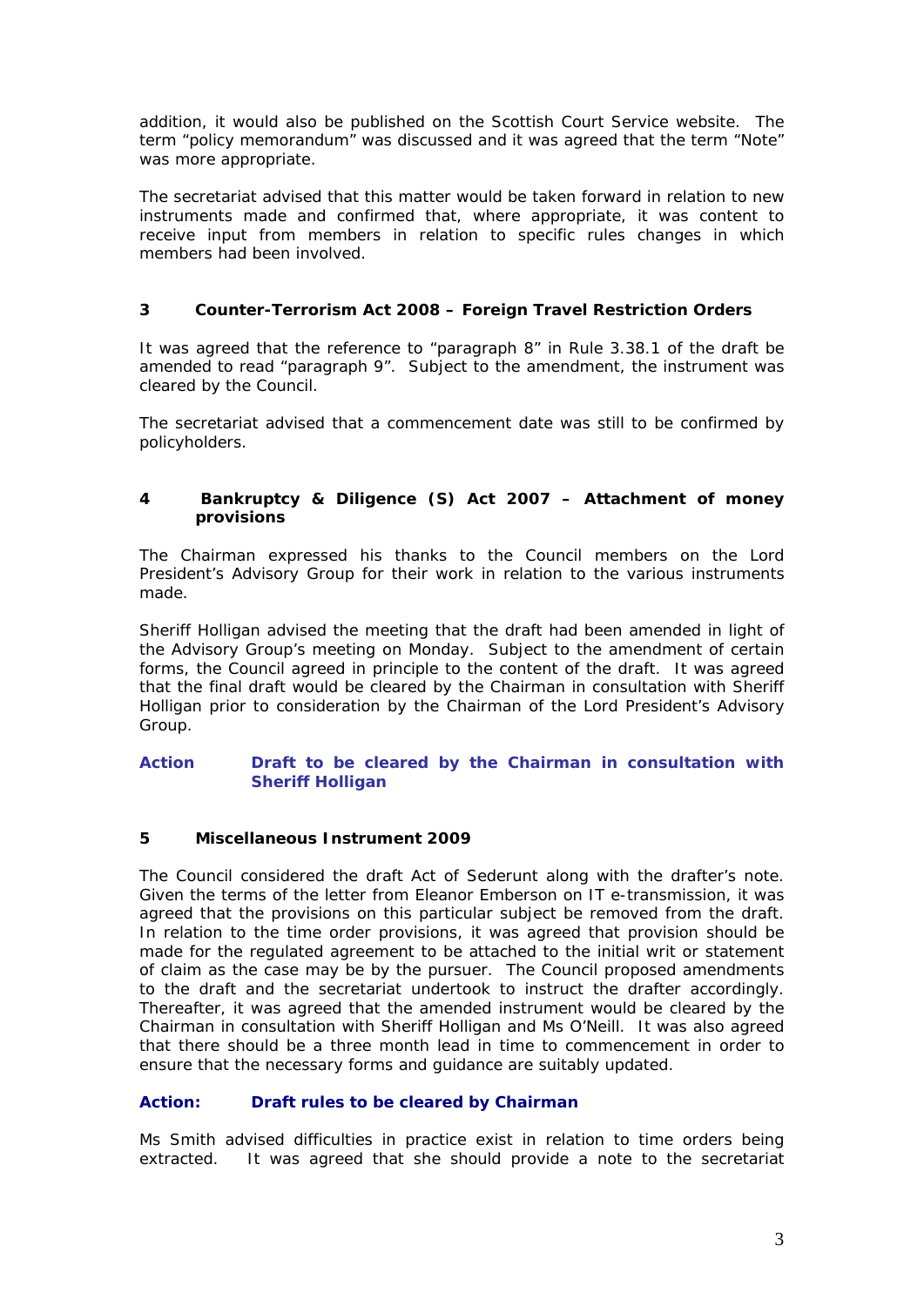addition, it would also be published on the Scottish Court Service website. The term "policy memorandum" was discussed and it was agreed that the term "Note" was more appropriate.

The secretariat advised that this matter would be taken forward in relation to new instruments made and confirmed that, where appropriate, it was content to receive input from members in relation to specific rules changes in which members had been involved.

### 3 Counter-Terrorism Act 2008 – Foreign Travel Restriction Orders

It was agreed that the reference to "paragraph 8" in Rule 3.38.1 of the draft be amended to read "paragraph 9". Subject to the amendment, the instrument was cleared by the Council.

The secretariat advised that a commencement date was still to be confirmed by policyholders.

### 4 Bankruptcy & Diligence (S) Act 2007 – Attachment of money provisions

The Chairman expressed his thanks to the Council members on the Lord President's Advisory Group for their work in relation to the various instruments made.

Sheriff Holligan advised the meeting that the draft had been amended in light of the Advisory Group's meeting on Monday. Subject to the amendment of certain forms, the Council agreed in principle to the content of the draft. It was agreed that the final draft would be cleared by the Chairman in consultation with Sheriff Holligan prior to consideration by the Chairman of the Lord President's Advisory Group.

**Action Draft to be cleared by the Chairman in consultation with Sheriff Holligan**

### 5 Miscellaneous Instrument 2009

The Council considered the draft Act of Sederunt along with the drafter's note. Given the terms of the letter from Eleanor Emberson on IT e-transmission, it was agreed that the provisions on this particular subject be removed from the draft. In relation to the time order provisions, it was agreed that provision should be made for the regulated agreement to be attached to the initial writ or statement of claim as the case may be by the pursuer. The Council proposed amendments to the draft and the secretariat undertook to instruct the drafter accordingly. Thereafter, it was agreed that the amended instrument would be cleared by the Chairman in consultation with Sheriff Holligan and Ms O'Neill. It was also agreed that there should be a three month lead in time to commencement in order to ensure that the necessary forms and guidance are suitably updated.

**Action: Draft rules to be cleared by Chairman**

Ms Smith advised difficulties in practice exist in relation to time orders being extracted. It was agreed that she should provide a note to the secretariat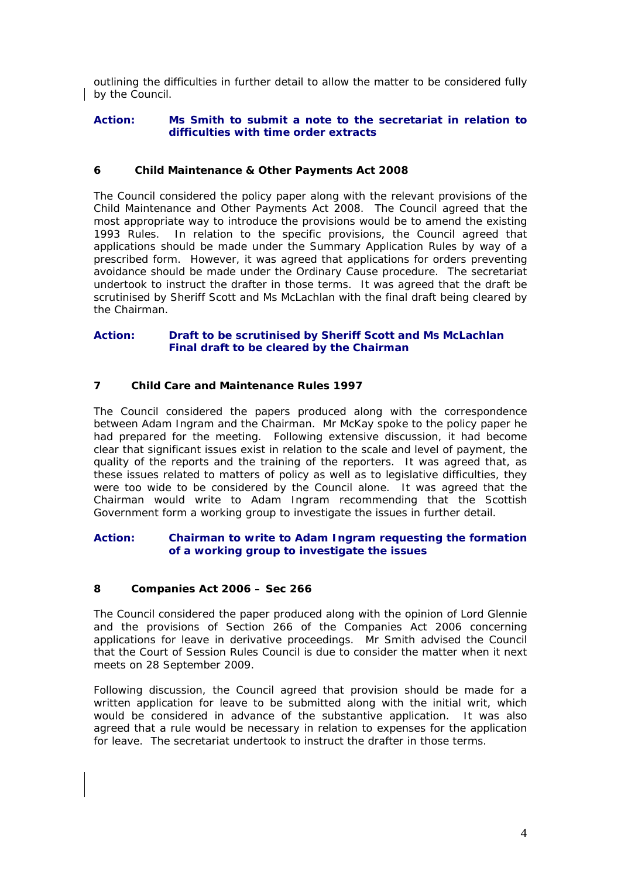outlining the difficulties in further detail to allow the matter to be considered fully by the Council.

**Action: Ms Smith to submit a note to the secretariat in relation to difficulties with time order extracts**

### 6 Child Maintenance & Other Payments Act 2008

The Council considered the policy paper along with the relevant provisions of the Child Maintenance and Other Payments Act 2008. The Council agreed that the most appropriate way to introduce the provisions would be to amend the existing 1993 Rules. In relation to the specific provisions, the Council agreed that applications should be made under the Summary Application Rules by way of a prescribed form. However, it was agreed that applications for orders preventing avoidance should be made under the Ordinary Cause procedure. The secretariat undertook to instruct the drafter in those terms. It was agreed that the draft be scrutinised by Sheriff Scott and Ms McLachlan with the final draft being cleared by the Chairman.

**Action: Draft to be scrutinised by Sheriff Scott and Ms McLachlan**
**Final draft to be cleared by the Chairman**

### 7 Child Care and Maintenance Rules 1997

The Council considered the papers produced along with the correspondence between Adam Ingram and the Chairman. Mr McKay spoke to the policy paper he had prepared for the meeting. Following extensive discussion, it had become clear that significant issues exist in relation to the scale and level of payment, the quality of the reports and the training of the reporters. It was agreed that, as these issues related to matters of policy as well as to legislative difficulties, they were too wide to be considered by the Council alone. It was agreed that the Chairman would write to Adam Ingram recommending that the Scottish Government form a working group to investigate the issues in further detail.

**Action: Chairman to write to Adam Ingram requesting the formation of a working group to investigate the issues**

### 8 Companies Act 2006 – Sec 266

The Council considered the paper produced along with the opinion of Lord Glennie and the provisions of Section 266 of the Companies Act 2006 concerning applications for leave in derivative proceedings. Mr Smith advised the Council that the Court of Session Rules Council is due to consider the matter when it next meets on 28 September 2009.

Following discussion, the Council agreed that provision should be made for a written application for leave to be submitted along with the initial writ, which would be considered in advance of the substantive application. It was also agreed that a rule would be necessary in relation to expenses for the application for leave. The secretariat undertook to instruct the drafter in those terms.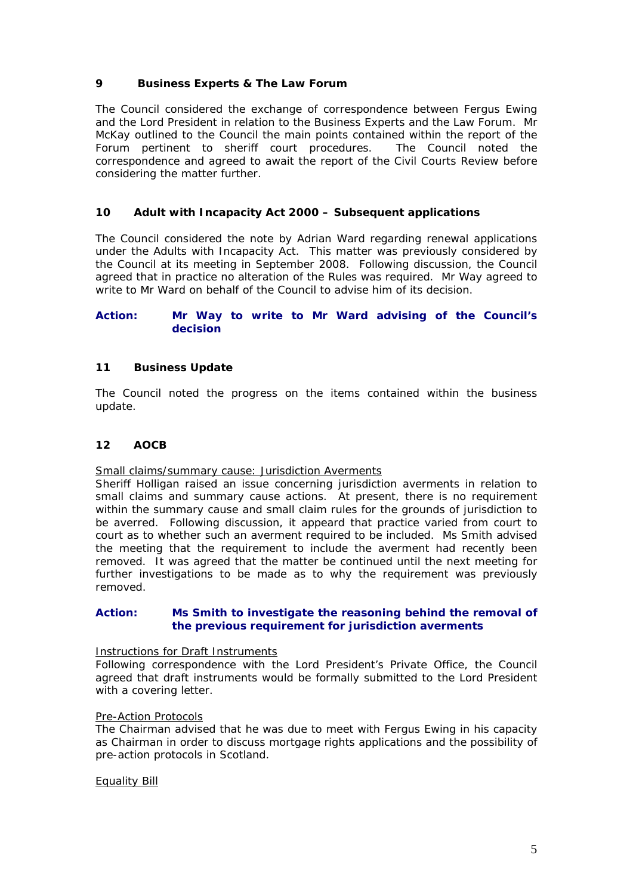## 9 Business Experts & The Law Forum

The Council considered the exchange of correspondence between Fergus Ewing and the Lord President in relation to the Business Experts and the Law Forum. Mr McKay outlined to the Council the main points contained within the report of the Forum pertinent to sheriff court procedures. The Council noted the correspondence and agreed to await the report of the Civil Courts Review before considering the matter further.

## 10 Adult with Incapacity Act 2000 – Subsequent applications

The Council considered the note by Adrian Ward regarding renewal applications under the Adults with Incapacity Act. This matter was previously considered by the Council at its meeting in September 2008. Following discussion, the Council agreed that in practice no alteration of the Rules was required. Mr Way agreed to write to Mr Ward on behalf of the Council to advise him of its decision.

**Action: Mr Way to write to Mr Ward advising of the Council's decision**

## 11 Business Update

The Council noted the progress on the items contained within the business update.

## 12 AOCB

Small claims/summary cause: Jurisdiction Averments

Sheriff Holligan raised an issue concerning jurisdiction averments in relation to small claims and summary cause actions. At present, there is no requirement within the summary cause and small claim rules for the grounds of jurisdiction to be averred. Following discussion, it appeard that practice varied from court to court as to whether such an averment required to be included. Ms Smith advised the meeting that the requirement to include the averment had recently been removed. It was agreed that the matter be continued until the next meeting for further investigations to be made as to why the requirement was previously removed.

**Action: Ms Smith to investigate the reasoning behind the removal of the previous requirement for jurisdiction averments**

Instructions for Draft Instruments

Following correspondence with the Lord President's Private Office, the Council agreed that draft instruments would be formally submitted to the Lord President with a covering letter.

Pre-Action Protocols

The Chairman advised that he was due to meet with Fergus Ewing in his capacity as Chairman in order to discuss mortgage rights applications and the possibility of pre-action protocols in Scotland.

Equality Bill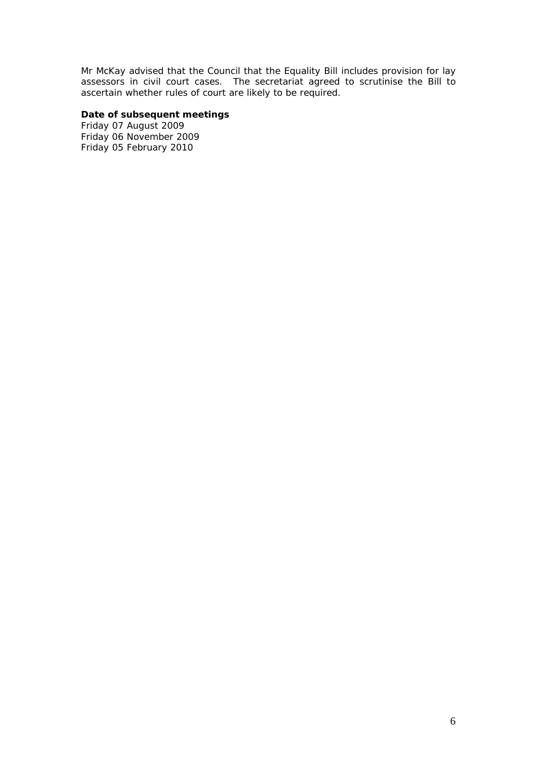Mr McKay advised that the Council that the Equality Bill includes provision for lay assessors in civil court cases. The secretariat agreed to scrutinise the Bill to ascertain whether rules of court are likely to be required.

**Date of subsequent meetings**

Friday 07 August 2009
Friday 06 November 2009
Friday 05 February 2010